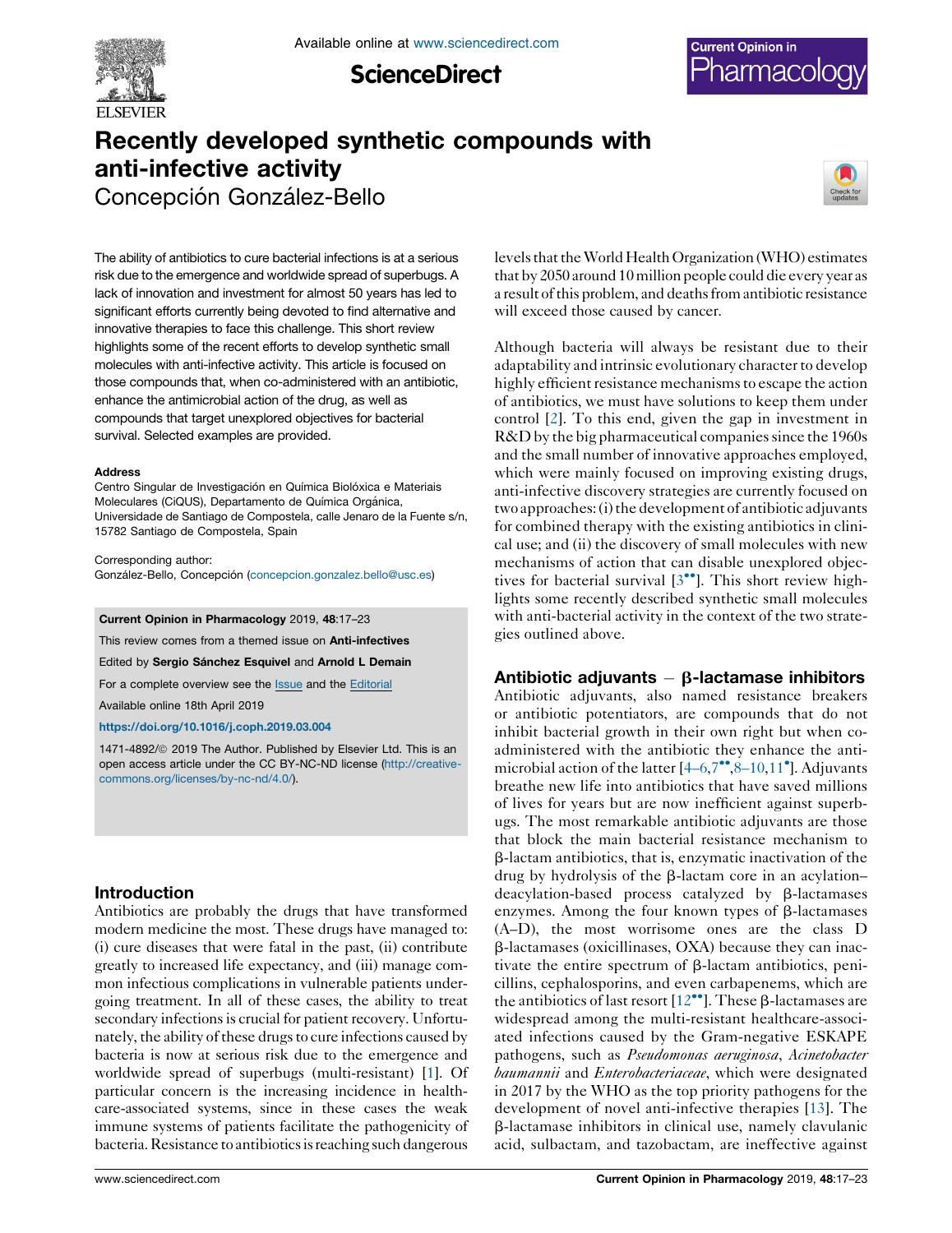# Recently developed synthetic compounds with anti-infective activity

Concepción González-Bello

The ability of antibiotics to cure bacterial infections is at a serious risk due to the emergence and worldwide spread of superbugs. A lack of innovation and investment for almost 50 years has led to significant efforts currently being devoted to find alternative and innovative therapies to face this challenge. This short review highlights some of the recent efforts to develop synthetic small molecules with anti-infective activity. This article is focused on those compounds that, when co-administered with an antibiotic, enhance the antimicrobial action of the drug, as well as compounds that target unexplored objectives for bacterial survival. Selected examples are provided.

**Address**

Centro Singular de Investigación en Química Biolóxica e Materiais Moleculares (CiQUS), Departamento de Química Orgánica, Universidade de Santiago de Compostela, calle Jenaro de la Fuente s/n, 15782 Santiago de Compostela, Spain

Corresponding author:
González-Bello, Concepción (concepcion.gonzalez.bello@usc.es)

**Current Opinion in Pharmacology** 2019, **48**:17–23

This review comes from a themed issue on **Anti-infectives**

Edited by **Sergio Sánchez Esquivel** and **Arnold L Demain**

For a complete overview see the Issue and the Editorial

Available online 18th April 2019

**https://doi.org/10.1016/j.coph.2019.03.004**

1471-4892/© 2019 The Author. Published by Elsevier Ltd. This is an open access article under the CC BY-NC-ND license (http://creativecommons.org/licenses/by-nc-nd/4.0/).

## Introduction

Antibiotics are probably the drugs that have transformed modern medicine the most. These drugs have managed to: (i) cure diseases that were fatal in the past, (ii) contribute greatly to increased life expectancy, and (iii) manage common infectious complications in vulnerable patients undergoing treatment. In all of these cases, the ability to treat secondary infections is crucial for patient recovery. Unfortunately, the ability of these drugs to cure infections caused by bacteria is now at serious risk due to the emergence and worldwide spread of superbugs (multi-resistant) [1]. Of particular concern is the increasing incidence in healthcare-associated systems, since in these cases the weak immune systems of patients facilitate the pathogenicity of bacteria. Resistance to antibiotics is reaching such dangerous levels that the World Health Organization (WHO) estimates that by 2050 around 10 million people could die every year as a result of this problem, and deaths from antibiotic resistance will exceed those caused by cancer.

Although bacteria will always be resistant due to their adaptability and intrinsic evolutionary character to develop highly efficient resistance mechanisms to escape the action of antibiotics, we must have solutions to keep them under control [2]. To this end, given the gap in investment in R&D by the big pharmaceutical companies since the 1960s and the small number of innovative approaches employed, which were mainly focused on improving existing drugs, anti-infective discovery strategies are currently focused on two approaches: (i) the development of antibiotic adjuvants for combined therapy with the existing antibiotics in clinical use; and (ii) the discovery of small molecules with new mechanisms of action that can disable unexplored objectives for bacterial survival [3••]. This short review highlights some recently described synthetic small molecules with anti-bacterial activity in the context of the two strategies outlined above.

## Antibiotic adjuvants – β-lactamase inhibitors

Antibiotic adjuvants, also named resistance breakers or antibiotic potentiators, are compounds that do not inhibit bacterial growth in their own right but when co-administered with the antibiotic they enhance the antimicrobial action of the latter [4–6,7••,8–10,11•]. Adjuvants breathe new life into antibiotics that have saved millions of lives for years but are now inefficient against superbugs. The most remarkable antibiotic adjuvants are those that block the main bacterial resistance mechanism to β-lactam antibiotics, that is, enzymatic inactivation of the drug by hydrolysis of the β-lactam core in an acylation–deacylation-based process catalyzed by β-lactamases enzymes. Among the four known types of β-lactamases (A–D), the most worrisome ones are the class D β-lactamases (oxicillinases, OXA) because they can inactivate the entire spectrum of β-lactam antibiotics, penicillins, cephalosporins, and even carbapenems, which are the antibiotics of last resort [12••]. These β-lactamases are widespread among the multi-resistant healthcare-associated infections caused by the Gram-negative ESKAPE pathogens, such as *Pseudomonas aeruginosa*, *Acinetobacter baumannii* and *Enterobacteriaceae*, which were designated in 2017 by the WHO as the top priority pathogens for the development of novel anti-infective therapies [13]. The β-lactamase inhibitors in clinical use, namely clavulanic acid, sulbactam, and tazobactam, are ineffective against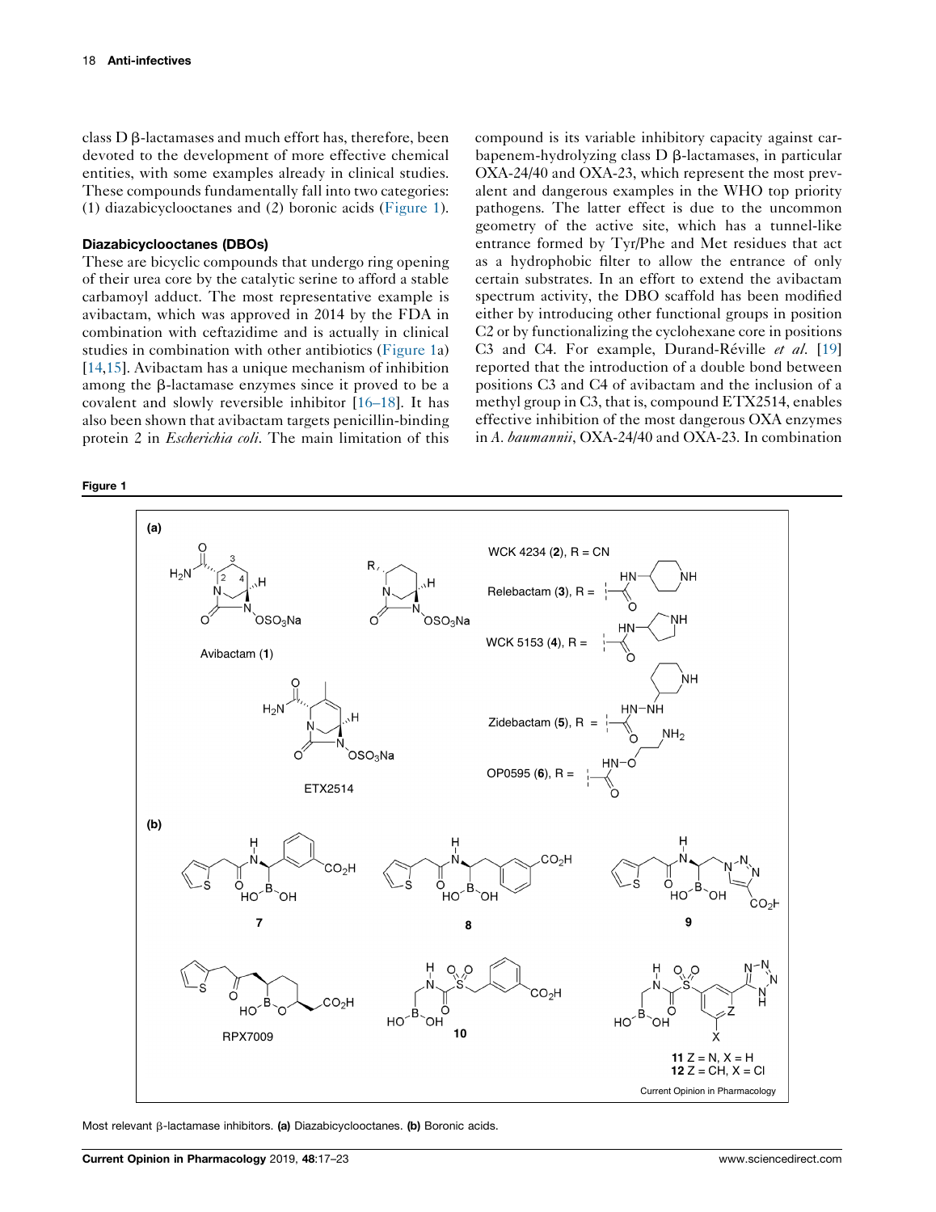class D β-lactamases and much effort has, therefore, been devoted to the development of more effective chemical entities, with some examples already in clinical studies. These compounds fundamentally fall into two categories: (1) diazabicyclooctanes and (2) boronic acids (Figure 1).

## Diazabicyclooctanes (DBOs)

These are bicyclic compounds that undergo ring opening of their urea core by the catalytic serine to afford a stable carbamoyl adduct. The most representative example is avibactam, which was approved in 2014 by the FDA in combination with ceftazidime and is actually in clinical studies in combination with other antibiotics (Figure 1a) [14,15]. Avibactam has a unique mechanism of inhibition among the β-lactamase enzymes since it proved to be a covalent and slowly reversible inhibitor [16–18]. It has also been shown that avibactam targets penicillin-binding protein 2 in *Escherichia coli*. The main limitation of this compound is its variable inhibitory capacity against carbapenem-hydrolyzing class D β-lactamases, in particular OXA-24/40 and OXA-23, which represent the most prevalent and dangerous examples in the WHO top priority pathogens. The latter effect is due to the uncommon geometry of the active site, which has a tunnel-like entrance formed by Tyr/Phe and Met residues that act as a hydrophobic filter to allow the entrance of only certain substrates. In an effort to extend the avibactam spectrum activity, the DBO scaffold has been modified either by introducing other functional groups in position C2 or by functionalizing the cyclohexane core in positions C3 and C4. For example, Durand-Réville *et al.* [19] reported that the introduction of a double bond between positions C3 and C4 of avibactam and the inclusion of a methyl group in C3, that is, compound ETX2514, enables effective inhibition of the most dangerous OXA enzymes in *A. baumannii*, OXA-24/40 and OXA-23. In combination

**Figure 1**

(a) Avibactam (1); ETX2514; WCK 4234 (2), R = CN; Relebactam (3); WCK 5153 (4); Zidebactam (5); OP0595 (6)

(b) 7; 8; 9; RPX7009; 10; 11 Z = N, X = H; 12 Z = CH, X = Cl

Most relevant β-lactamase inhibitors. **(a)** Diazabicyclooctanes. **(b)** Boronic acids.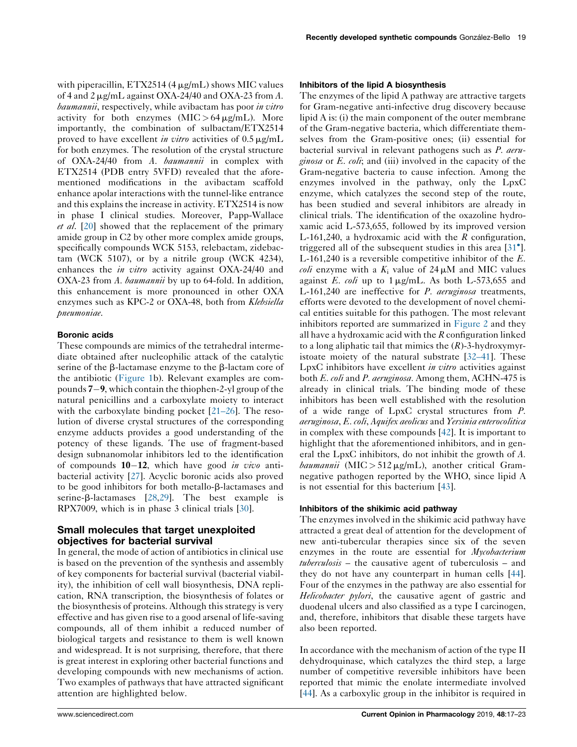with piperacillin, ETX2514 (4 μg/mL) shows MIC values of 4 and 2 μg/mL against OXA-24/40 and OXA-23 from *A. baumannii*, respectively, while avibactam has poor *in vitro* activity for both enzymes (MIC > 64 μg/mL). More importantly, the combination of sulbactam/ETX2514 proved to have excellent *in vitro* activities of 0.5 μg/mL for both enzymes. The resolution of the crystal structure of OXA-24/40 from *A. baumannii* in complex with ETX2514 (PDB entry 5VFD) revealed that the aforementioned modifications in the avibactam scaffold enhance apolar interactions with the tunnel-like entrance and this explains the increase in activity. ETX2514 is now in phase I clinical studies. Moreover, Papp-Wallace *et al.* [20] showed that the replacement of the primary amide group in C2 by other more complex amide groups, specifically compounds WCK 5153, relebactam, zidebactam (WCK 5107), or by a nitrile group (WCK 4234), enhances the *in vitro* activity against OXA-24/40 and OXA-23 from *A. baumannii* by up to 64-fold. In addition, this enhancement is more pronounced in other OXA enzymes such as KPC-2 or OXA-48, both from *Klebsiella pneumoniae*.

### Boronic acids

These compounds are mimics of the tetrahedral intermediate obtained after nucleophilic attack of the catalytic serine of the β-lactamase enzyme to the β-lactam core of the antibiotic (Figure 1b). Relevant examples are compounds **7**–**9**, which contain the thiophen-2-yl group of the natural penicillins and a carboxylate moiety to interact with the carboxylate binding pocket [21–26]. The resolution of diverse crystal structures of the corresponding enzyme adducts provides a good understanding of the potency of these ligands. The use of fragment-based design subnanomolar inhibitors led to the identification of compounds **10**–**12**, which have good *in vivo* antibacterial activity [27]. Acyclic boronic acids also proved to be good inhibitors for both metallo-β-lactamases and serine-β-lactamases [28,29]. The best example is RPX7009, which is in phase 3 clinical trials [30].

## Small molecules that target unexploited objectives for bacterial survival

In general, the mode of action of antibiotics in clinical use is based on the prevention of the synthesis and assembly of key components for bacterial survival (bacterial viability), the inhibition of cell wall biosynthesis, DNA replication, RNA transcription, the biosynthesis of folates or the biosynthesis of proteins. Although this strategy is very effective and has given rise to a good arsenal of life-saving compounds, all of them inhibit a reduced number of biological targets and resistance to them is well known and widespread. It is not surprising, therefore, that there is great interest in exploring other bacterial functions and developing compounds with new mechanisms of action. Two examples of pathways that have attracted significant attention are highlighted below.

### Inhibitors of the lipid A biosynthesis

The enzymes of the lipid A pathway are attractive targets for Gram-negative anti-infective drug discovery because lipid A is: (i) the main component of the outer membrane of the Gram-negative bacteria, which differentiate themselves from the Gram-positive ones; (ii) essential for bacterial survival in relevant pathogens such as *P. aeruginosa* or *E. coli*; and (iii) involved in the capacity of the Gram-negative bacteria to cause infection. Among the enzymes involved in the pathway, only the LpxC enzyme, which catalyzes the second step of the route, has been studied and several inhibitors are already in clinical trials. The identification of the oxazoline hydroxamic acid L-573,655, followed by its improved version L-161,240, a hydroxamic acid with the *R* configuration, triggered all of the subsequent studies in this area [31•]. L-161,240 is a reversible competitive inhibitor of the *E. coli* enzyme with a $K_i$ value of 24 μM and MIC values against *E. coli* up to 1 μg/mL. As both L-573,655 and L-161,240 are ineffective for *P. aeruginosa* treatments, efforts were devoted to the development of novel chemical entities suitable for this pathogen. The most relevant inhibitors reported are summarized in Figure 2 and they all have a hydroxamic acid with the *R* configuration linked to a long aliphatic tail that mimics the (*R*)-3-hydroxymyristoate moiety of the natural substrate [32–41]. These LpxC inhibitors have excellent *in vitro* activities against both *E. coli* and *P. aeruginosa*. Among them, ACHN-475 is already in clinical trials. The binding mode of these inhibitors has been well established with the resolution of a wide range of LpxC crystal structures from *P. aeruginosa*, *E. coli*, *Aquifex aeolicus* and *Yersinia enterocolitica* in complex with these compounds [42]. It is important to highlight that the aforementioned inhibitors, and in general the LpxC inhibitors, do not inhibit the growth of *A. baumannii* (MIC > 512 μg/mL), another critical Gram-negative pathogen reported by the WHO, since lipid A is not essential for this bacterium [43].

### Inhibitors of the shikimic acid pathway

The enzymes involved in the shikimic acid pathway have attracted a great deal of attention for the development of new anti-tubercular therapies since six of the seven enzymes in the route are essential for *Mycobacterium tuberculosis* – the causative agent of tuberculosis – and they do not have any counterpart in human cells [44]. Four of the enzymes in the pathway are also essential for *Helicobacter pylori*, the causative agent of gastric and duodenal ulcers and also classified as a type I carcinogen, and, therefore, inhibitors that disable these targets have also been reported.

In accordance with the mechanism of action of the type II dehydroquinase, which catalyzes the third step, a large number of competitive reversible inhibitors have been reported that mimic the enolate intermediate involved [44]. As a carboxylic group in the inhibitor is required in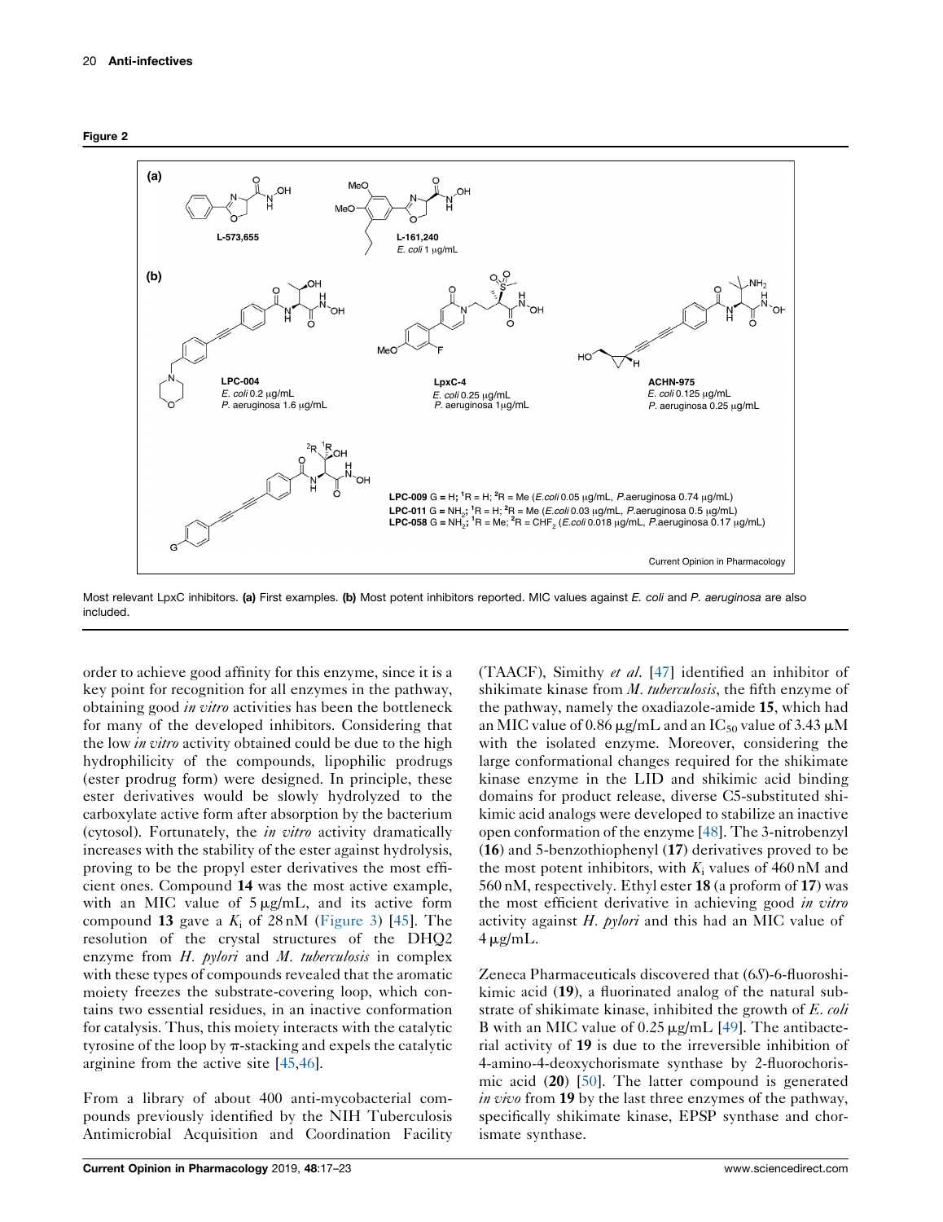**Figure 2**

Most relevant LpxC inhibitors. **(a)** First examples. **(b)** Most potent inhibitors reported. MIC values against *E. coli* and *P. aeruginosa* are also included.

order to achieve good affinity for this enzyme, since it is a key point for recognition for all enzymes in the pathway, obtaining good *in vitro* activities has been the bottleneck for many of the developed inhibitors. Considering that the low *in vitro* activity obtained could be due to the high hydrophilicity of the compounds, lipophilic prodrugs (ester prodrug form) were designed. In principle, these ester derivatives would be slowly hydrolyzed to the carboxylate active form after absorption by the bacterium (cytosol). Fortunately, the *in vitro* activity dramatically increases with the stability of the ester against hydrolysis, proving to be the propyl ester derivatives the most efficient ones. Compound **14** was the most active example, with an MIC value of 5 μg/mL, and its active form compound **13** gave a $K_i$ of 28 nM (Figure 3) [45]. The resolution of the crystal structures of the DHQ2 enzyme from *H. pylori* and *M. tuberculosis* in complex with these types of compounds revealed that the aromatic moiety freezes the substrate-covering loop, which contains two essential residues, in an inactive conformation for catalysis. Thus, this moiety interacts with the catalytic tyrosine of the loop by π-stacking and expels the catalytic arginine from the active site [45,46].

From a library of about 400 anti-mycobacterial compounds previously identified by the NIH Tuberculosis Antimicrobial Acquisition and Coordination Facility (TAACF), Simithy *et al.* [47] identified an inhibitor of shikimate kinase from *M. tuberculosis*, the fifth enzyme of the pathway, namely the oxadiazole-amide **15**, which had an MIC value of 0.86 μg/mL and an $IC_{50}$ value of 3.43 μM with the isolated enzyme. Moreover, considering the large conformational changes required for the shikimate kinase enzyme in the LID and shikimic acid binding domains for product release, diverse C5-substituted shikimic acid analogs were developed to stabilize an inactive open conformation of the enzyme [48]. The 3-nitrobenzyl (**16**) and 5-benzothiophenyl (**17**) derivatives proved to be the most potent inhibitors, with $K_i$ values of 460 nM and 560 nM, respectively. Ethyl ester **18** (a proform of **17**) was the most efficient derivative in achieving good *in vitro* activity against *H. pylori* and this had an MIC value of 4 μg/mL.

Zeneca Pharmaceuticals discovered that (6*S*)-6-fluoroshikimic acid (**19**), a fluorinated analog of the natural substrate of shikimate kinase, inhibited the growth of *E. coli* B with an MIC value of 0.25 μg/mL [49]. The antibacterial activity of **19** is due to the irreversible inhibition of 4-amino-4-deoxychorismate synthase by 2-fluorochorismic acid (**20**) [50]. The latter compound is generated *in vivo* from **19** by the last three enzymes of the pathway, specifically shikimate kinase, EPSP synthase and chorismate synthase.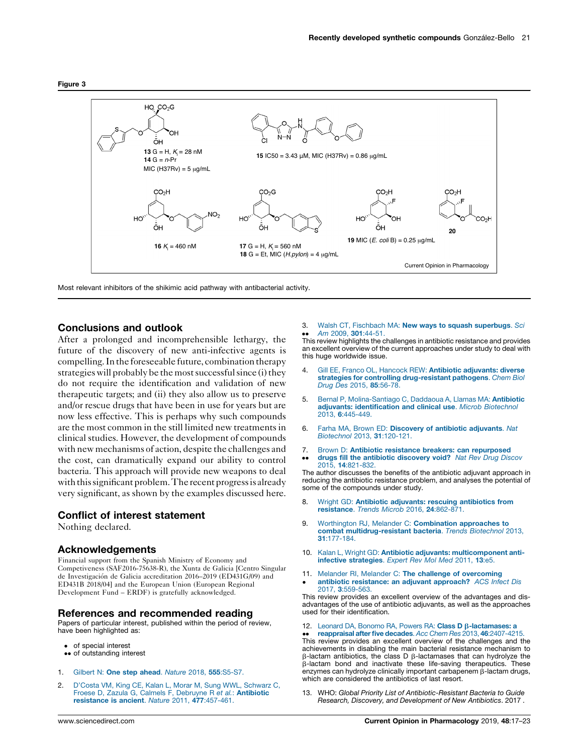**Figure 3**

**13** G = H, $K_i$ = 28 nM
**14** G = *n*-Pr
MIC (H37Rv) = 5 μg/mL

**15** IC50 = 3.43 μM, MIC (H37Rv) = 0.86 μg/mL

**16** $K_i$ = 460 nM

**17** G = H, $K_i$ = 560 nM
**18** G = Et, MIC (*H.pylon*) = 4 μg/mL

**19** MIC (*E. coli* B) = 0.25 μg/mL

**20**

Most relevant inhibitors of the shikimic acid pathway with antibacterial activity.

## Conclusions and outlook

After a prolonged and incomprehensible lethargy, the future of the discovery of new anti-infective agents is compelling. In the foreseeable future, combination therapy strategies will probably be the most successful since (i) they do not require the identification and validation of new therapeutic targets; and (ii) they also allow us to preserve and/or rescue drugs that have been in use for years but are now less effective. This is perhaps why such compounds are the most common in the still limited new treatments in clinical studies. However, the development of compounds with new mechanisms of action, despite the challenges and the cost, can dramatically expand our ability to control bacteria. This approach will provide new weapons to deal with this significant problem. The recent progress is already very significant, as shown by the examples discussed here.

## Conflict of interest statement

Nothing declared.

## Acknowledgements

Financial support from the Spanish Ministry of Economy and Competiveness (SAF2016-75638-R), the Xunta de Galicia [Centro Singular de Investigación de Galicia accreditation 2016–2019 (ED431G/09) and ED431B 2018/04] and the European Union (European Regional Development Fund – ERDF) is gratefully acknowledged.

## References and recommended reading

Papers of particular interest, published within the period of review, have been highlighted as:

- • of special interest
- •• of outstanding interest

1. Gilbert N: **One step ahead**. *Nature* 2018, **555**:S5-S7.

2. D'Costa VM, King CE, Kalan L, Morar M, Sung WWL, Schwarz C, Froese D, Zazula G, Calmels F, Debruyne R *et al.*: **Antibiotic resistance is ancient**. *Nature* 2011, **477**:457-461.

3. •• Walsh CT, Fischbach MA: **New ways to squash superbugs**. *Sci Am* 2009, **301**:44-51.
This review highlights the challenges in antibiotic resistance and provides an excellent overview of the current approaches under study to deal with this huge worldwide issue.

4. Gill EE, Franco OL, Hancock REW: **Antibiotic adjuvants: diverse strategies for controlling drug-resistant pathogens**. *Chem Biol Drug Des* 2015, **85**:56-78.

5. Bernal P, Molina-Santiago C, Daddaoua A, Llamas MA: **Antibiotic adjuvants: identification and clinical use**. *Microb Biotechnol* 2013, **6**:445-449.

6. Farha MA, Brown ED: **Discovery of antibiotic adjuvants**. *Nat Biotechnol* 2013, **31**:120-121.

7. •• Brown D: **Antibiotic resistance breakers: can repurposed drugs fill the antibiotic discovery void?** *Nat Rev Drug Discov* 2015, **14**:821-832.
The author discusses the benefits of the antibiotic adjuvant approach in reducing the antibiotic resistance problem, and analyses the potential of some of the compounds under study.

8. Wright GD: **Antibiotic adjuvants: rescuing antibiotics from resistance**. *Trends Microb* 2016, **24**:862-871.

9. Worthington RJ, Melander C: **Combination approaches to combat multidrug-resistant bacteria**. *Trends Biotechnol* 2013, **31**:177-184.

10. Kalan L, Wright GD: **Antibiotic adjuvants: multicomponent anti-infective strategies**. *Expert Rev Mol Med* 2011, **13**:e5.

11. • Melander RI, Melander C: **The challenge of overcoming antibiotic resistance: an adjuvant approach?** *ACS Infect Dis* 2017, **3**:559-563.
This review provides an excellent overview of the advantages and disadvantages of the use of antibiotic adjuvants, as well as the approaches used for their identification.

12. •• Leonard DA, Bonomo RA, Powers RA: **Class D β-lactamases: a reappraisal after five decades**. *Acc Chem Res* 2013, **46**:2407-4215.
This review provides an excellent overview of the challenges and the achievements in disabling the main bacterial resistance mechanism to β-lactam antibiotics, the class D β-lactamases that can hydrolyze the β-lactam bond and inactivate these life-saving therapeutics. These enzymes can hydrolyze clinically important carbapenem β-lactam drugs, which are considered the antibiotics of last resort.

13. WHO: *Global Priority List of Antibiotic-Resistant Bacteria to Guide Research, Discovery, and Development of New Antibiotics*. 2017 .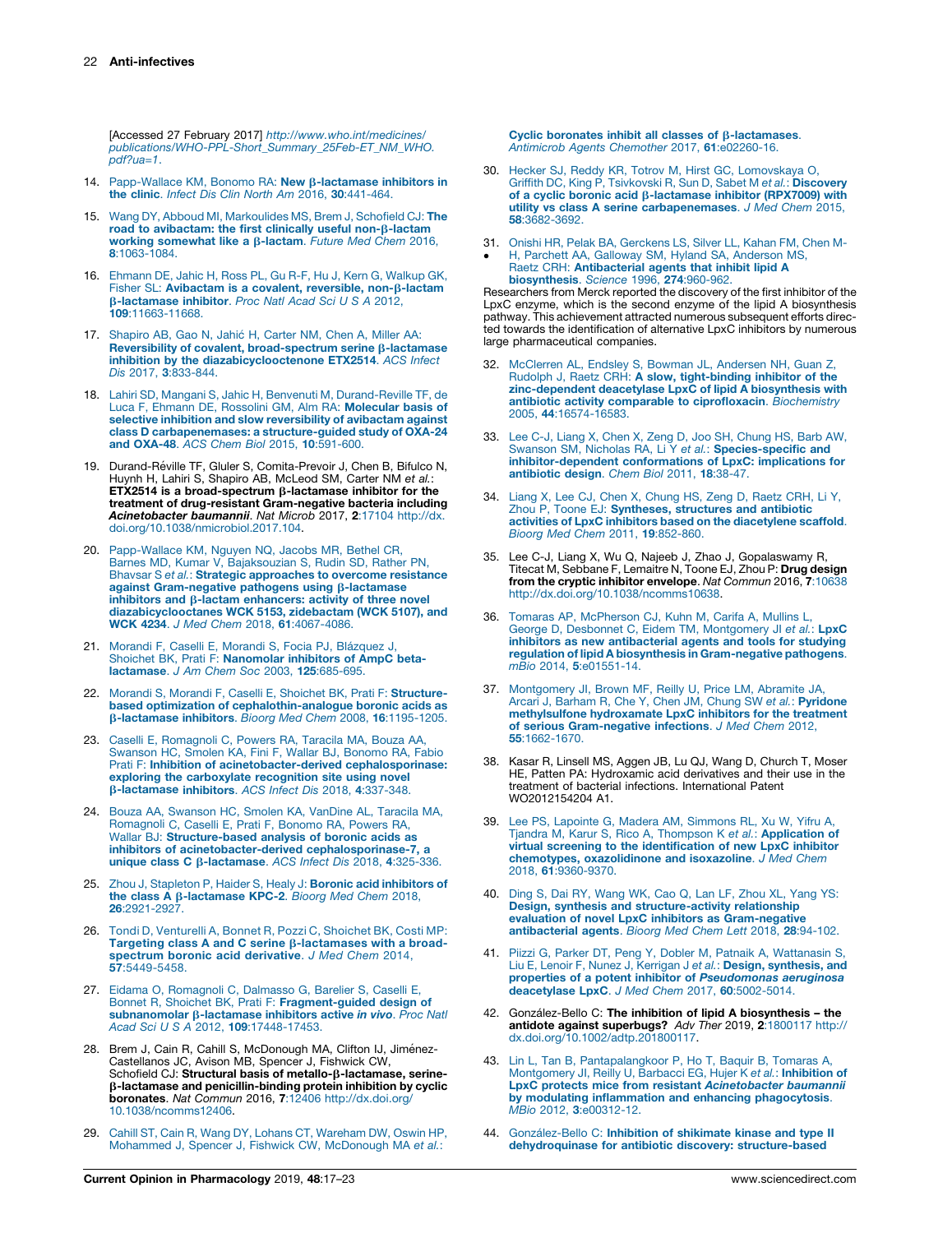[Accessed 27 February 2017] http://www.who.int/medicines/publications/WHO-PPL-Short_Summary_25Feb-ET_NM_WHO.pdf?ua=1.

14. Papp-Wallace KM, Bonomo RA: **New β-lactamase inhibitors in the clinic**. *Infect Dis Clin North Am* 2016, **30**:441-464.

15. Wang DY, Abboud MI, Markoulides MS, Brem J, Schofield CJ: **The road to avibactam: the first clinically useful non-β-lactam working somewhat like a β-lactam**. *Future Med Chem* 2016, **8**:1063-1084.

16. Ehmann DE, Jahic H, Ross PL, Gu R-F, Hu J, Kern G, Walkup GK, Fisher SL: **Avibactam is a covalent, reversible, non-β-lactam β-lactamase inhibitor**. *Proc Natl Acad Sci U S A* 2012, **109**:11663-11668.

17. Shapiro AB, Gao N, Jahić H, Carter NM, Chen A, Miller AA: **Reversibility of covalent, broad-spectrum serine β-lactamase inhibition by the diazabicyclooctenone ETX2514**. *ACS Infect Dis* 2017, **3**:833-844.

18. Lahiri SD, Mangani S, Jahic H, Benvenuti M, Durand-Reville TF, de Luca F, Ehmann DE, Rossolini GM, Alm RA: **Molecular basis of selective inhibition and slow reversibility of avibactam against class D carbapenemases: a structure-guided study of OXA-24 and OXA-48**. *ACS Chem Biol* 2015, **10**:591-600.

19. Durand-Réville TF, Gluler S, Comita-Prevoir J, Chen B, Bifulco N, Huynh H, Lahiri S, Shapiro AB, McLeod SM, Carter NM *et al.*: **ETX2514 is a broad-spectrum β-lactamase inhibitor for the treatment of drug-resistant Gram-negative bacteria including *Acinetobacter baumannii***. *Nat Microb* 2017, **2**:17104 http://dx.doi.org/10.1038/nmicrobiol.2017.104.

20. Papp-Wallace KM, Nguyen NQ, Jacobs MR, Bethel CR, Barnes MD, Kumar V, Bajaksouzian S, Rudin SD, Rather PN, Bhavsar S *et al.*: **Strategic approaches to overcome resistance against Gram-negative pathogens using β-lactamase inhibitors and β-lactam enhancers: activity of three novel diazabicyclooctanes WCK 5153, zidebactam (WCK 5107), and WCK 4234**. *J Med Chem* 2018, **61**:4067-4086.

21. Morandi F, Caselli E, Morandi S, Focia PJ, Blázquez J, Shoichet BK, Prati F: **Nanomolar inhibitors of AmpC beta-lactamase**. *J Am Chem Soc* 2003, **125**:685-695.

22. Morandi S, Morandi F, Caselli E, Shoichet BK, Prati F: **Structure-based optimization of cephalothin-analogue boronic acids as β-lactamase inhibitors**. *Bioorg Med Chem* 2008, **16**:1195-1205.

23. Caselli E, Romagnoli C, Powers RA, Taracila MA, Bouza AA, Swanson HC, Smolen KA, Fini F, Wallar BJ, Bonomo RA, Fabio Prati F: **Inhibition of acinetobacter-derived cephalosporinase: exploring the carboxylate recognition site using novel β-lactamase inhibitors**. *ACS Infect Dis* 2018, **4**:337-348.

24. Bouza AA, Swanson HC, Smolen KA, VanDine AL, Taracila MA, Romagnoli C, Caselli E, Prati F, Bonomo RA, Powers RA, Wallar BJ: **Structure-based analysis of boronic acids as inhibitors of acinetobacter-derived cephalosporinase-7, a unique class C β-lactamase**. *ACS Infect Dis* 2018, **4**:325-336.

25. Zhou J, Stapleton P, Haider S, Healy J: **Boronic acid inhibitors of the class A β-lactamase KPC-2**. *Bioorg Med Chem* 2018, **26**:2921-2927.

26. Tondi D, Venturelli A, Bonnet R, Pozzi C, Shoichet BK, Costi MP: **Targeting class A and C serine β-lactamases with a broad-spectrum boronic acid derivative**. *J Med Chem* 2014, **57**:5449-5458.

27. Eidama O, Romagnoli C, Dalmasso G, Barelier S, Caselli E, Bonnet R, Shoichet BK, Prati F: **Fragment-guided design of subnanomolar β-lactamase inhibitors active *in vivo***. *Proc Natl Acad Sci U S A* 2012, **109**:17448-17453.

28. Brem J, Cain R, Cahill S, McDonough MA, Clifton IJ, Jiménez-Castellanos JC, Avison MB, Spencer J, Fishwick CW, Schofield CJ: **Structural basis of metallo-β-lactamase, serine-β-lactamase and penicillin-binding protein inhibition by cyclic boronates**. *Nat Commun* 2016, **7**:12406 http://dx.doi.org/10.1038/ncomms12406.

29. Cahill ST, Cain R, Wang DY, Lohans CT, Wareham DW, Oswin HP, Mohammed J, Spencer J, Fishwick CW, McDonough MA *et al.*: **Cyclic boronates inhibit all classes of β-lactamases**. *Antimicrob Agents Chemother* 2017, **61**:e02260-16.

30. Hecker SJ, Reddy KR, Totrov M, Hirst GC, Lomovskaya O, Griffith DC, King P, Tsivkovski R, Sun D, Sabet M *et al.*: **Discovery of a cyclic boronic acid β-lactamase inhibitor (RPX7009) with utility vs class A serine carbapenemases**. *J Med Chem* 2015, **58**:3682-3692.

31. • Onishi HR, Pelak BA, Gerckens LS, Silver LL, Kahan FM, Chen M-H, Parchett AA, Galloway SM, Hyland SA, Anderson MS, Raetz CRH: **Antibacterial agents that inhibit lipid A biosynthesis**. *Science* 1996, **274**:960-962.

Researchers from Merck reported the discovery of the first inhibitor of the LpxC enzyme, which is the second enzyme of the lipid A biosynthesis pathway. This achievement attracted numerous subsequent efforts directed towards the identification of alternative LpxC inhibitors by numerous large pharmaceutical companies.

32. McClerren AL, Endsley S, Bowman JL, Andersen NH, Guan Z, Rudolph J, Raetz CRH: **A slow, tight-binding inhibitor of the zinc-dependent deacetylase LpxC of lipid A biosynthesis with antibiotic activity comparable to ciprofloxacin**. *Biochemistry* 2005, **44**:16574-16583.

33. Lee C-J, Liang X, Chen X, Zeng D, Joo SH, Chung HS, Barb AW, Swanson SM, Nicholas RA, Li Y *et al.*: **Species-specific and inhibitor-dependent conformations of LpxC: implications for antibiotic design**. *Chem Biol* 2011, **18**:38-47.

34. Liang X, Lee CJ, Chen X, Chung HS, Zeng D, Raetz CRH, Li Y, Zhou P, Toone EJ: **Syntheses, structures and antibiotic activities of LpxC inhibitors based on the diacetylene scaffold**. *Bioorg Med Chem* 2011, **19**:852-860.

35. Lee C-J, Liang X, Wu Q, Najeeb J, Zhao J, Gopalaswamy R, Titecat M, Sebbane F, Lemaitre N, Toone EJ, Zhou P: **Drug design from the cryptic inhibitor envelope**. *Nat Commun* 2016, **7**:10638 http://dx.doi.org/10.1038/ncomms10638.

36. Tomaras AP, McPherson CJ, Kuhn M, Carifa A, Mullins L, George D, Desbonnet C, Eidem TM, Montgomery JI *et al.*: **LpxC inhibitors as new antibacterial agents and tools for studying regulation of lipid A biosynthesis in Gram-negative pathogens**. *mBio* 2014, **5**:e01551-14.

37. Montgomery JI, Brown MF, Reilly U, Price LM, Abramite JA, Arcari J, Barham R, Che Y, Chen JM, Chung SW *et al.*: **Pyridone methylsulfone hydroxamate LpxC inhibitors for the treatment of serious Gram-negative infections**. *J Med Chem* 2012, **55**:1662-1670.

38. Kasar R, Linsell MS, Aggen JB, Lu QJ, Wang D, Church T, Moser HE, Patten PA: Hydroxamic acid derivatives and their use in the treatment of bacterial infections. International Patent WO2012154204 A1.

39. Lee PS, Lapointe G, Madera AM, Simmons RL, Xu W, Yifru A, Tjandra M, Karur S, Rico A, Thompson K *et al.*: **Application of virtual screening to the identification of new LpxC inhibitor chemotypes, oxazolidinone and isoxazoline**. *J Med Chem* 2018, **61**:9360-9370.

40. Ding S, Dai RY, Wang WK, Cao Q, Lan LF, Zhou XL, Yang YS: **Design, synthesis and structure-activity relationship evaluation of novel LpxC inhibitors as Gram-negative antibacterial agents**. *Bioorg Med Chem Lett* 2018, **28**:94-102.

41. Piizzi G, Parker DT, Peng Y, Dobler M, Patnaik A, Wattanasin S, Liu E, Lenoir F, Nunez J, Kerrigan J *et al.*: **Design, synthesis, and properties of a potent inhibitor of *Pseudomonas aeruginosa* deacetylase LpxC**. *J Med Chem* 2017, **60**:5002-5014.

42. González-Bello C: **The inhibition of lipid A biosynthesis – the antidote against superbugs?** *Adv Ther* 2019, **2**:1800117 http://dx.doi.org/10.1002/adtp.201800117.

43. Lin L, Tan B, Pantapalangkoor P, Ho T, Baquir B, Tomaras A, Montgomery JI, Reilly U, Barbacci EG, Hujer K *et al.*: **Inhibition of LpxC protects mice from resistant *Acinetobacter baumannii* by modulating inflammation and enhancing phagocytosis**. *MBio* 2012, **3**:e00312-12.

44. González-Bello C: **Inhibition of shikimate kinase and type II dehydroquinase for antibiotic discovery: structure-based**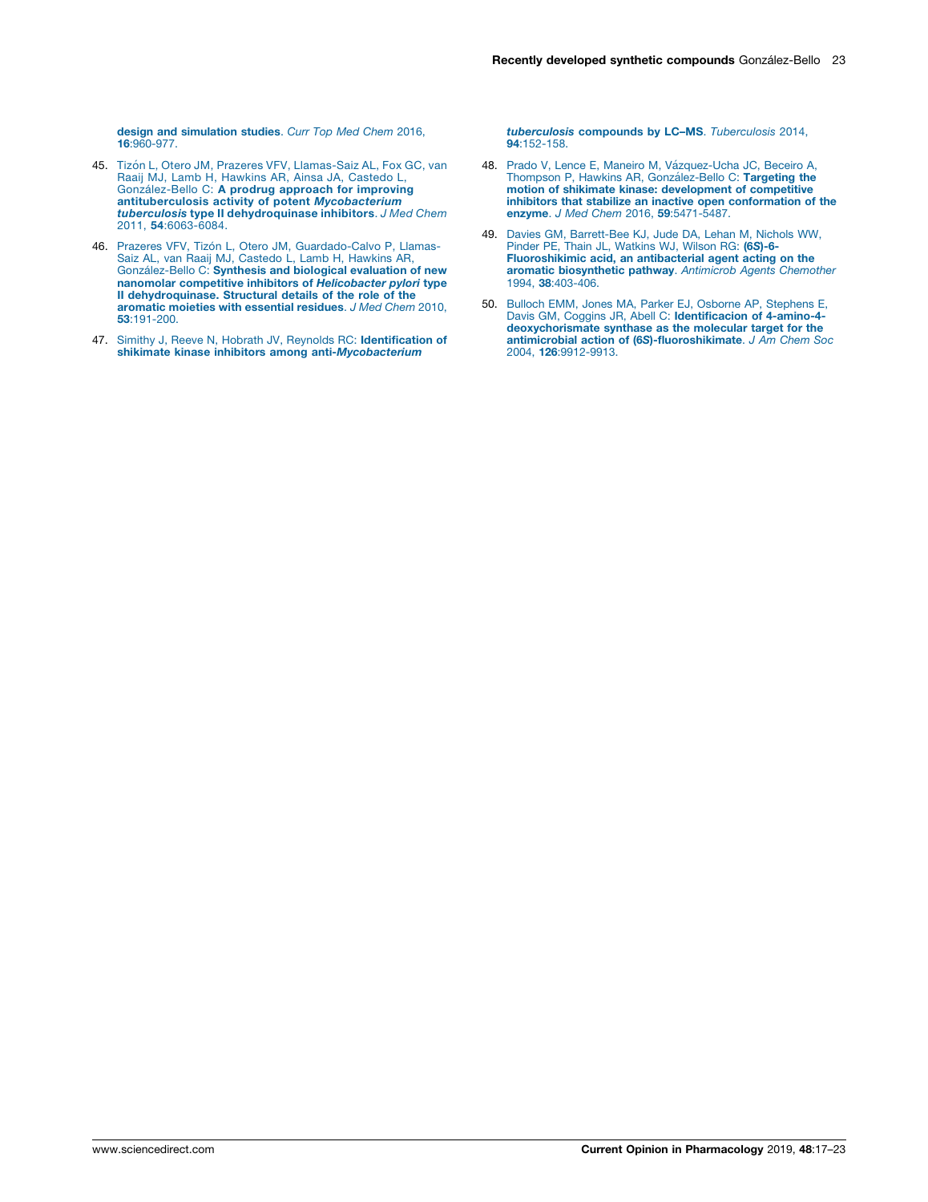**design and simulation studies**. *Curr Top Med Chem* 2016, **16**:960-977.

45. Tizón L, Otero JM, Prazeres VFV, Llamas-Saiz AL, Fox GC, van Raaij MJ, Lamb H, Hawkins AR, Ainsa JA, Castedo L, González-Bello C: **A prodrug approach for improving antituberculosis activity of potent *Mycobacterium tuberculosis* type II dehydroquinase inhibitors**. *J Med Chem* 2011, **54**:6063-6084.

46. Prazeres VFV, Tizón L, Otero JM, Guardado-Calvo P, Llamas-Saiz AL, van Raaij MJ, Castedo L, Lamb H, Hawkins AR, González-Bello C: **Synthesis and biological evaluation of new nanomolar competitive inhibitors of *Helicobacter pylori* type II dehydroquinase. Structural details of the role of the aromatic moieties with essential residues**. *J Med Chem* 2010, **53**:191-200.

47. Simithy J, Reeve N, Hobrath JV, Reynolds RC: **Identification of shikimate kinase inhibitors among anti-*Mycobacterium tuberculosis* compounds by LC–MS**. *Tuberculosis* 2014, **94**:152-158.

48. Prado V, Lence E, Maneiro M, Vázquez-Ucha JC, Beceiro A, Thompson P, Hawkins AR, González-Bello C: **Targeting the motion of shikimate kinase: development of competitive inhibitors that stabilize an inactive open conformation of the enzyme**. *J Med Chem* 2016, **59**:5471-5487.

49. Davies GM, Barrett-Bee KJ, Jude DA, Lehan M, Nichols WW, Pinder PE, Thain JL, Watkins WJ, Wilson RG: **(6*S*)-6-Fluoroshikimic acid, an antibacterial agent acting on the aromatic biosynthetic pathway**. *Antimicrob Agents Chemother* 1994, **38**:403-406.

50. Bulloch EMM, Jones MA, Parker EJ, Osborne AP, Stephens E, Davis GM, Coggins JR, Abell C: **Identificacion of 4-amino-4-deoxychorismate synthase as the molecular target for the antimicrobial action of (6*S*)-fluoroshikimate**. *J Am Chem Soc* 2004, **126**:9912-9913.